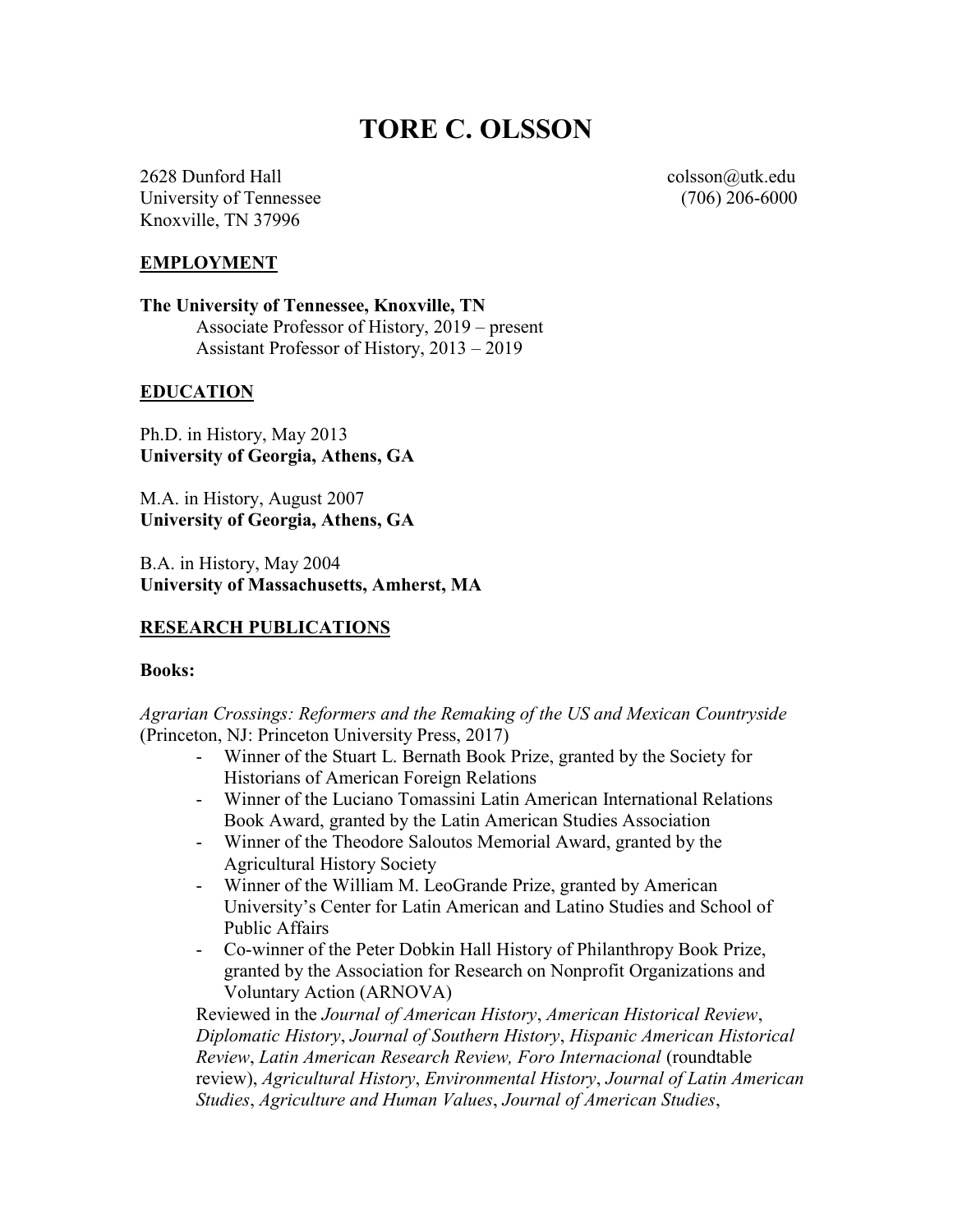# TORE C. OLSSON

2628 Dunford Hall
University of Tennessee
Knoxville, TN 37996

colsson@utk.edu
(706) 206-6000

## EMPLOYMENT

**The University of Tennessee, Knoxville, TN**
Associate Professor of History, 2019 – present
Assistant Professor of History, 2013 – 2019

## EDUCATION

Ph.D. in History, May 2013
**University of Georgia, Athens, GA**

M.A. in History, August 2007
**University of Georgia, Athens, GA**

B.A. in History, May 2004
**University of Massachusetts, Amherst, MA**

## RESEARCH PUBLICATIONS

**Books:**

*Agrarian Crossings: Reformers and the Remaking of the US and Mexican Countryside* (Princeton, NJ: Princeton University Press, 2017)

- Winner of the Stuart L. Bernath Book Prize, granted by the Society for Historians of American Foreign Relations
- Winner of the Luciano Tomassini Latin American International Relations Book Award, granted by the Latin American Studies Association
- Winner of the Theodore Saloutos Memorial Award, granted by the Agricultural History Society
- Winner of the William M. LeoGrande Prize, granted by American University's Center for Latin American and Latino Studies and School of Public Affairs
- Co-winner of the Peter Dobkin Hall History of Philanthropy Book Prize, granted by the Association for Research on Nonprofit Organizations and Voluntary Action (ARNOVA)

Reviewed in the *Journal of American History*, *American Historical Review*, *Diplomatic History*, *Journal of Southern History*, *Hispanic American Historical Review*, *Latin American Research Review, Foro Internacional* (roundtable review), *Agricultural History*, *Environmental History*, *Journal of Latin American Studies*, *Agriculture and Human Values*, *Journal of American Studies*,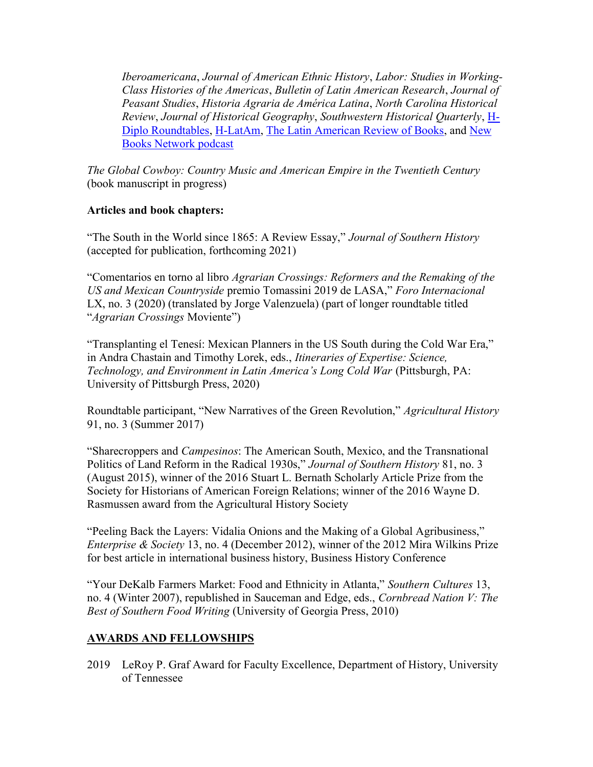*Iberoamericana*, *Journal of American Ethnic History*, *Labor: Studies in Working-Class Histories of the Americas*, *Bulletin of Latin American Research*, *Journal of Peasant Studies*, *Historia Agraria de América Latina*, *North Carolina Historical Review*, *Journal of Historical Geography*, *Southwestern Historical Quarterly*, H-Diplo Roundtables, H-LatAm, The Latin American Review of Books, and New Books Network podcast

*The Global Cowboy: Country Music and American Empire in the Twentieth Century* (book manuscript in progress)

**Articles and book chapters:**

"The South in the World since 1865: A Review Essay," *Journal of Southern History* (accepted for publication, forthcoming 2021)

"Comentarios en torno al libro *Agrarian Crossings: Reformers and the Remaking of the US and Mexican Countryside* premio Tomassini 2019 de LASA," *Foro Internacional* LX, no. 3 (2020) (translated by Jorge Valenzuela) (part of longer roundtable titled "*Agrarian Crossings* Moviente")

"Transplanting el Tenesí: Mexican Planners in the US South during the Cold War Era," in Andra Chastain and Timothy Lorek, eds., *Itineraries of Expertise: Science, Technology, and Environment in Latin America's Long Cold War* (Pittsburgh, PA: University of Pittsburgh Press, 2020)

Roundtable participant, "New Narratives of the Green Revolution," *Agricultural History* 91, no. 3 (Summer 2017)

"Sharecroppers and *Campesinos*: The American South, Mexico, and the Transnational Politics of Land Reform in the Radical 1930s," *Journal of Southern History* 81, no. 3 (August 2015), winner of the 2016 Stuart L. Bernath Scholarly Article Prize from the Society for Historians of American Foreign Relations; winner of the 2016 Wayne D. Rasmussen award from the Agricultural History Society

"Peeling Back the Layers: Vidalia Onions and the Making of a Global Agribusiness," *Enterprise & Society* 13, no. 4 (December 2012), winner of the 2012 Mira Wilkins Prize for best article in international business history, Business History Conference

"Your DeKalb Farmers Market: Food and Ethnicity in Atlanta," *Southern Cultures* 13, no. 4 (Winter 2007), republished in Sauceman and Edge, eds., *Cornbread Nation V: The Best of Southern Food Writing* (University of Georgia Press, 2010)

## AWARDS AND FELLOWSHIPS

2019 LeRoy P. Graf Award for Faculty Excellence, Department of History, University of Tennessee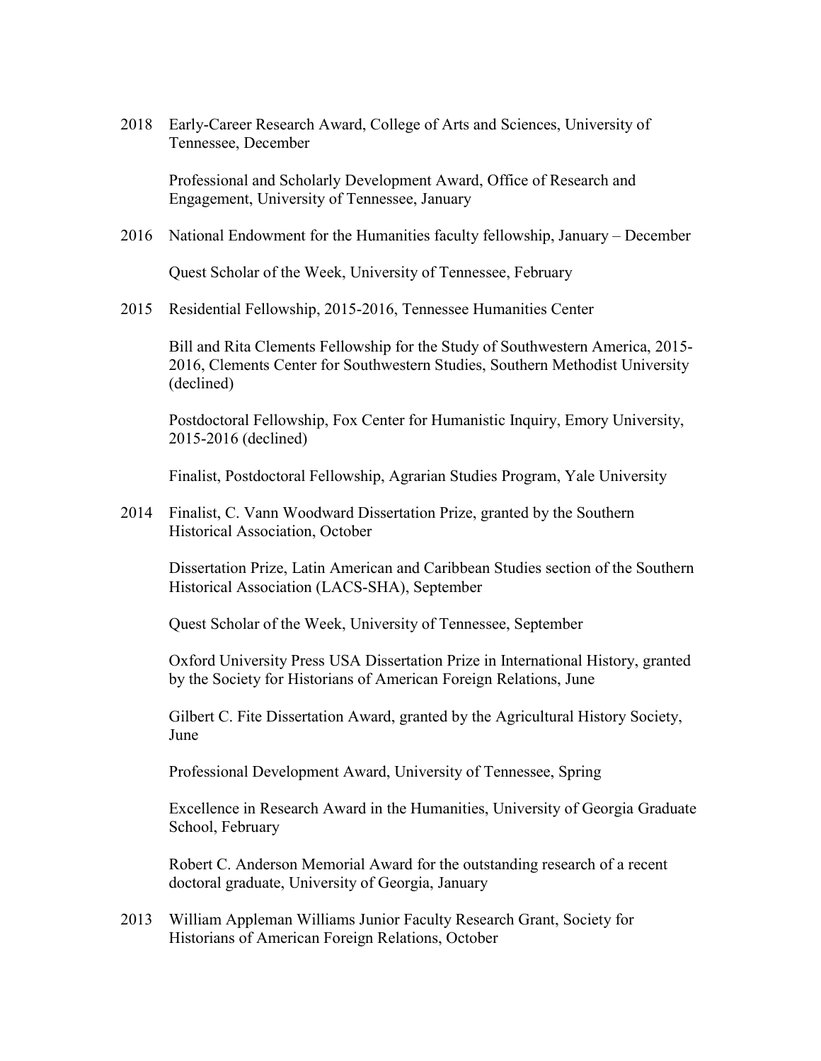2018 Early-Career Research Award, College of Arts and Sciences, University of Tennessee, December

Professional and Scholarly Development Award, Office of Research and Engagement, University of Tennessee, January

2016 National Endowment for the Humanities faculty fellowship, January – December

Quest Scholar of the Week, University of Tennessee, February

2015 Residential Fellowship, 2015-2016, Tennessee Humanities Center

Bill and Rita Clements Fellowship for the Study of Southwestern America, 2015-2016, Clements Center for Southwestern Studies, Southern Methodist University (declined)

Postdoctoral Fellowship, Fox Center for Humanistic Inquiry, Emory University, 2015-2016 (declined)

Finalist, Postdoctoral Fellowship, Agrarian Studies Program, Yale University

2014 Finalist, C. Vann Woodward Dissertation Prize, granted by the Southern Historical Association, October

Dissertation Prize, Latin American and Caribbean Studies section of the Southern Historical Association (LACS-SHA), September

Quest Scholar of the Week, University of Tennessee, September

Oxford University Press USA Dissertation Prize in International History, granted by the Society for Historians of American Foreign Relations, June

Gilbert C. Fite Dissertation Award, granted by the Agricultural History Society, June

Professional Development Award, University of Tennessee, Spring

Excellence in Research Award in the Humanities, University of Georgia Graduate School, February

Robert C. Anderson Memorial Award for the outstanding research of a recent doctoral graduate, University of Georgia, January

2013 William Appleman Williams Junior Faculty Research Grant, Society for Historians of American Foreign Relations, October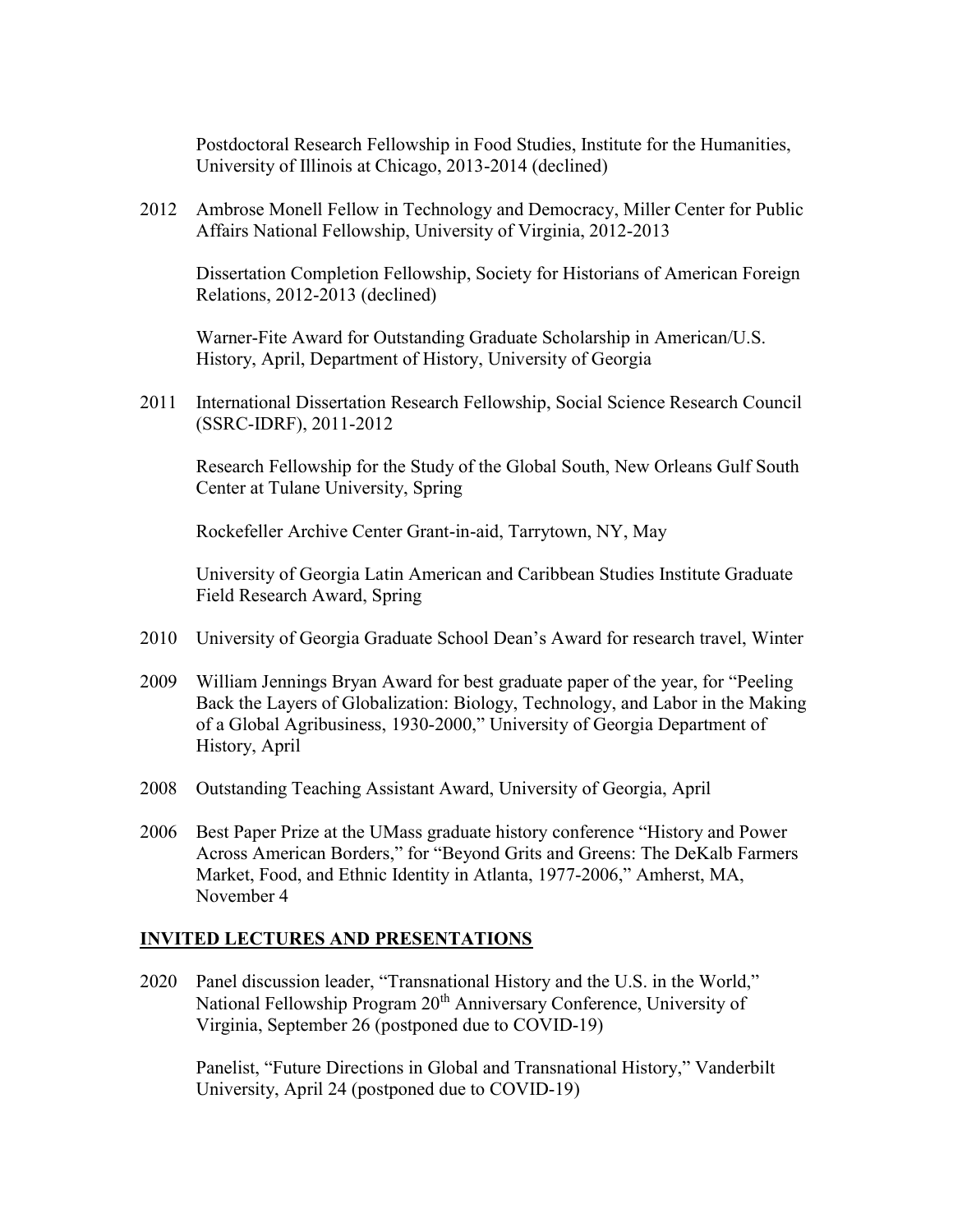Postdoctoral Research Fellowship in Food Studies, Institute for the Humanities, University of Illinois at Chicago, 2013-2014 (declined)

2012 Ambrose Monell Fellow in Technology and Democracy, Miller Center for Public Affairs National Fellowship, University of Virginia, 2012-2013

Dissertation Completion Fellowship, Society for Historians of American Foreign Relations, 2012-2013 (declined)

Warner-Fite Award for Outstanding Graduate Scholarship in American/U.S. History, April, Department of History, University of Georgia

2011 International Dissertation Research Fellowship, Social Science Research Council (SSRC-IDRF), 2011-2012

Research Fellowship for the Study of the Global South, New Orleans Gulf South Center at Tulane University, Spring

Rockefeller Archive Center Grant-in-aid, Tarrytown, NY, May

University of Georgia Latin American and Caribbean Studies Institute Graduate Field Research Award, Spring

2010 University of Georgia Graduate School Dean's Award for research travel, Winter

2009 William Jennings Bryan Award for best graduate paper of the year, for "Peeling Back the Layers of Globalization: Biology, Technology, and Labor in the Making of a Global Agribusiness, 1930-2000," University of Georgia Department of History, April

2008 Outstanding Teaching Assistant Award, University of Georgia, April

2006 Best Paper Prize at the UMass graduate history conference "History and Power Across American Borders," for "Beyond Grits and Greens: The DeKalb Farmers Market, Food, and Ethnic Identity in Atlanta, 1977-2006," Amherst, MA, November 4

## INVITED LECTURES AND PRESENTATIONS

2020 Panel discussion leader, "Transnational History and the U.S. in the World," National Fellowship Program 20th Anniversary Conference, University of Virginia, September 26 (postponed due to COVID-19)

Panelist, "Future Directions in Global and Transnational History," Vanderbilt University, April 24 (postponed due to COVID-19)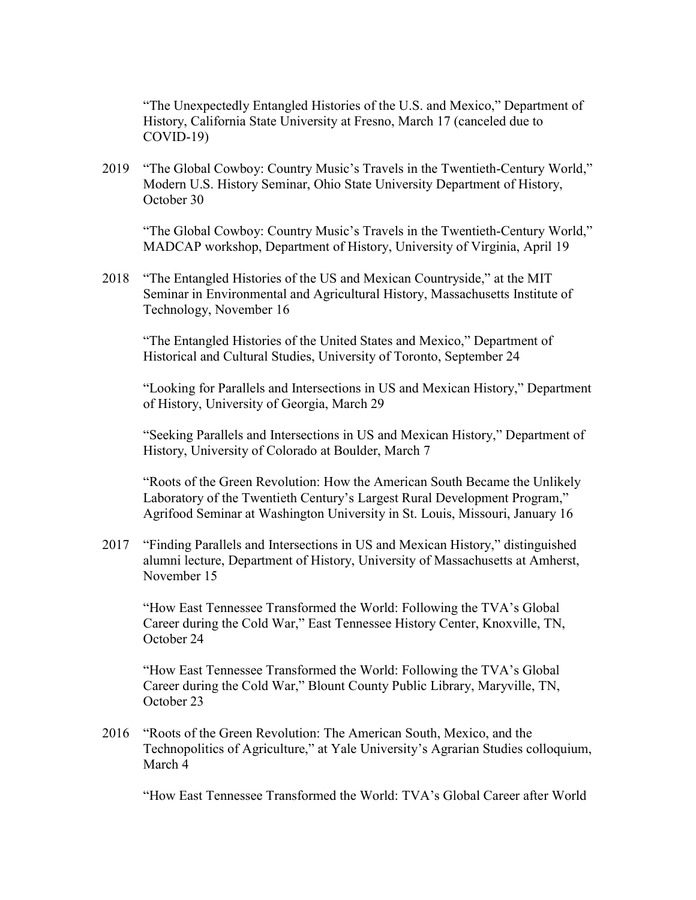"The Unexpectedly Entangled Histories of the U.S. and Mexico," Department of History, California State University at Fresno, March 17 (canceled due to COVID-19)

2019 "The Global Cowboy: Country Music's Travels in the Twentieth-Century World," Modern U.S. History Seminar, Ohio State University Department of History, October 30

"The Global Cowboy: Country Music's Travels in the Twentieth-Century World," MADCAP workshop, Department of History, University of Virginia, April 19

2018 "The Entangled Histories of the US and Mexican Countryside," at the MIT Seminar in Environmental and Agricultural History, Massachusetts Institute of Technology, November 16

"The Entangled Histories of the United States and Mexico," Department of Historical and Cultural Studies, University of Toronto, September 24

"Looking for Parallels and Intersections in US and Mexican History," Department of History, University of Georgia, March 29

"Seeking Parallels and Intersections in US and Mexican History," Department of History, University of Colorado at Boulder, March 7

"Roots of the Green Revolution: How the American South Became the Unlikely Laboratory of the Twentieth Century's Largest Rural Development Program," Agrifood Seminar at Washington University in St. Louis, Missouri, January 16

2017 "Finding Parallels and Intersections in US and Mexican History," distinguished alumni lecture, Department of History, University of Massachusetts at Amherst, November 15

"How East Tennessee Transformed the World: Following the TVA's Global Career during the Cold War," East Tennessee History Center, Knoxville, TN, October 24

"How East Tennessee Transformed the World: Following the TVA's Global Career during the Cold War," Blount County Public Library, Maryville, TN, October 23

2016 "Roots of the Green Revolution: The American South, Mexico, and the Technopolitics of Agriculture," at Yale University's Agrarian Studies colloquium, March 4

"How East Tennessee Transformed the World: TVA's Global Career after World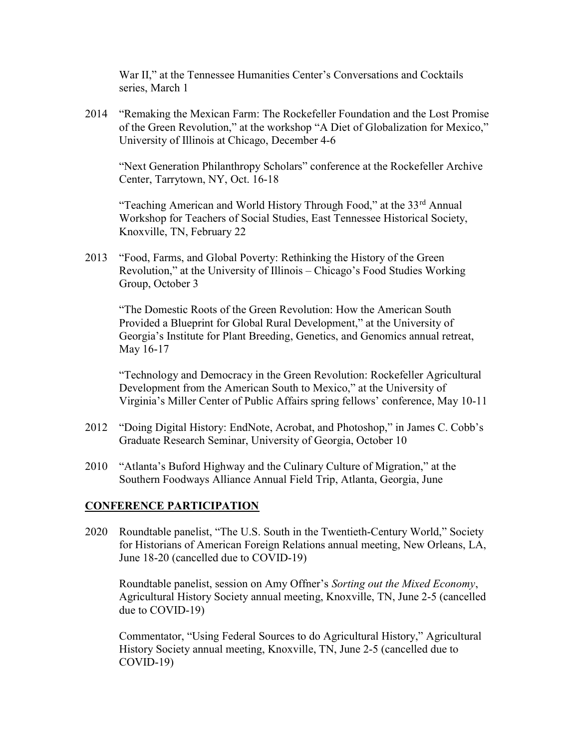War II," at the Tennessee Humanities Center's Conversations and Cocktails series, March 1

2014 "Remaking the Mexican Farm: The Rockefeller Foundation and the Lost Promise of the Green Revolution," at the workshop "A Diet of Globalization for Mexico," University of Illinois at Chicago, December 4-6

"Next Generation Philanthropy Scholars" conference at the Rockefeller Archive Center, Tarrytown, NY, Oct. 16-18

"Teaching American and World History Through Food," at the 33rd Annual Workshop for Teachers of Social Studies, East Tennessee Historical Society, Knoxville, TN, February 22

2013 "Food, Farms, and Global Poverty: Rethinking the History of the Green Revolution," at the University of Illinois – Chicago's Food Studies Working Group, October 3

"The Domestic Roots of the Green Revolution: How the American South Provided a Blueprint for Global Rural Development," at the University of Georgia's Institute for Plant Breeding, Genetics, and Genomics annual retreat, May 16-17

"Technology and Democracy in the Green Revolution: Rockefeller Agricultural Development from the American South to Mexico," at the University of Virginia's Miller Center of Public Affairs spring fellows' conference, May 10-11

2012 "Doing Digital History: EndNote, Acrobat, and Photoshop," in James C. Cobb's Graduate Research Seminar, University of Georgia, October 10

2010 "Atlanta's Buford Highway and the Culinary Culture of Migration," at the Southern Foodways Alliance Annual Field Trip, Atlanta, Georgia, June

## CONFERENCE PARTICIPATION

2020 Roundtable panelist, "The U.S. South in the Twentieth-Century World," Society for Historians of American Foreign Relations annual meeting, New Orleans, LA, June 18-20 (cancelled due to COVID-19)

Roundtable panelist, session on Amy Offner's *Sorting out the Mixed Economy*, Agricultural History Society annual meeting, Knoxville, TN, June 2-5 (cancelled due to COVID-19)

Commentator, "Using Federal Sources to do Agricultural History," Agricultural History Society annual meeting, Knoxville, TN, June 2-5 (cancelled due to COVID-19)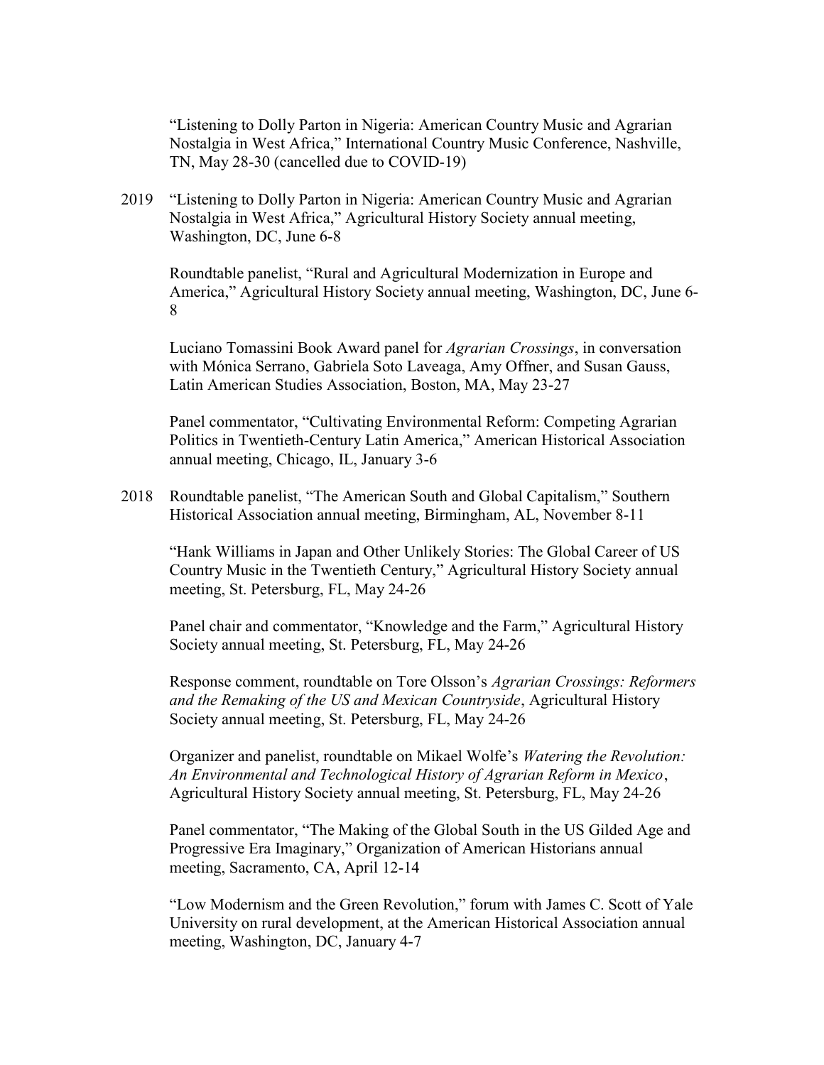"Listening to Dolly Parton in Nigeria: American Country Music and Agrarian Nostalgia in West Africa," International Country Music Conference, Nashville, TN, May 28-30 (cancelled due to COVID-19)

2019 "Listening to Dolly Parton in Nigeria: American Country Music and Agrarian Nostalgia in West Africa," Agricultural History Society annual meeting, Washington, DC, June 6-8

Roundtable panelist, "Rural and Agricultural Modernization in Europe and America," Agricultural History Society annual meeting, Washington, DC, June 6-8

Luciano Tomassini Book Award panel for *Agrarian Crossings*, in conversation with Mónica Serrano, Gabriela Soto Laveaga, Amy Offner, and Susan Gauss, Latin American Studies Association, Boston, MA, May 23-27

Panel commentator, "Cultivating Environmental Reform: Competing Agrarian Politics in Twentieth-Century Latin America," American Historical Association annual meeting, Chicago, IL, January 3-6

2018 Roundtable panelist, "The American South and Global Capitalism," Southern Historical Association annual meeting, Birmingham, AL, November 8-11

"Hank Williams in Japan and Other Unlikely Stories: The Global Career of US Country Music in the Twentieth Century," Agricultural History Society annual meeting, St. Petersburg, FL, May 24-26

Panel chair and commentator, "Knowledge and the Farm," Agricultural History Society annual meeting, St. Petersburg, FL, May 24-26

Response comment, roundtable on Tore Olsson's *Agrarian Crossings: Reformers and the Remaking of the US and Mexican Countryside*, Agricultural History Society annual meeting, St. Petersburg, FL, May 24-26

Organizer and panelist, roundtable on Mikael Wolfe's *Watering the Revolution: An Environmental and Technological History of Agrarian Reform in Mexico*, Agricultural History Society annual meeting, St. Petersburg, FL, May 24-26

Panel commentator, "The Making of the Global South in the US Gilded Age and Progressive Era Imaginary," Organization of American Historians annual meeting, Sacramento, CA, April 12-14

"Low Modernism and the Green Revolution," forum with James C. Scott of Yale University on rural development, at the American Historical Association annual meeting, Washington, DC, January 4-7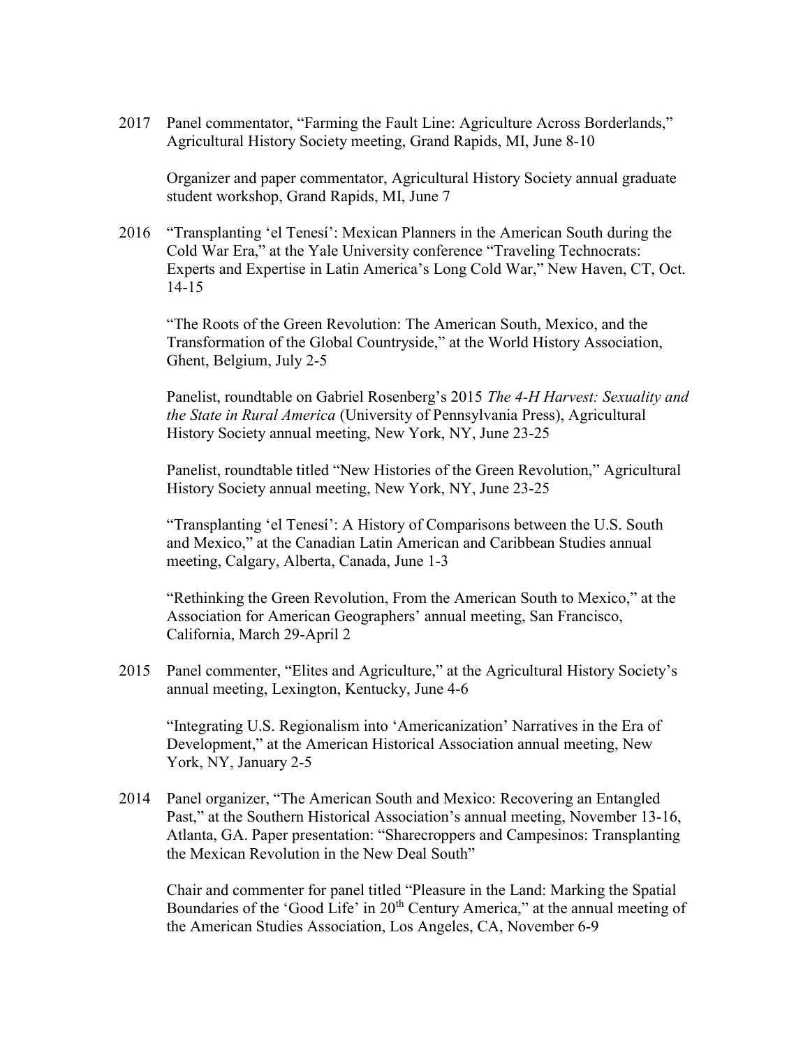2017 Panel commentator, "Farming the Fault Line: Agriculture Across Borderlands," Agricultural History Society meeting, Grand Rapids, MI, June 8-10

Organizer and paper commentator, Agricultural History Society annual graduate student workshop, Grand Rapids, MI, June 7

2016 "Transplanting 'el Tenesí': Mexican Planners in the American South during the Cold War Era," at the Yale University conference "Traveling Technocrats: Experts and Expertise in Latin America's Long Cold War," New Haven, CT, Oct. 14-15

"The Roots of the Green Revolution: The American South, Mexico, and the Transformation of the Global Countryside," at the World History Association, Ghent, Belgium, July 2-5

Panelist, roundtable on Gabriel Rosenberg's 2015 *The 4-H Harvest: Sexuality and the State in Rural America* (University of Pennsylvania Press), Agricultural History Society annual meeting, New York, NY, June 23-25

Panelist, roundtable titled "New Histories of the Green Revolution," Agricultural History Society annual meeting, New York, NY, June 23-25

"Transplanting 'el Tenesí': A History of Comparisons between the U.S. South and Mexico," at the Canadian Latin American and Caribbean Studies annual meeting, Calgary, Alberta, Canada, June 1-3

"Rethinking the Green Revolution, From the American South to Mexico," at the Association for American Geographers' annual meeting, San Francisco, California, March 29-April 2

2015 Panel commenter, "Elites and Agriculture," at the Agricultural History Society's annual meeting, Lexington, Kentucky, June 4-6

"Integrating U.S. Regionalism into 'Americanization' Narratives in the Era of Development," at the American Historical Association annual meeting, New York, NY, January 2-5

2014 Panel organizer, "The American South and Mexico: Recovering an Entangled Past," at the Southern Historical Association's annual meeting, November 13-16, Atlanta, GA. Paper presentation: "Sharecroppers and Campesinos: Transplanting the Mexican Revolution in the New Deal South"

Chair and commenter for panel titled "Pleasure in the Land: Marking the Spatial Boundaries of the 'Good Life' in 20th Century America," at the annual meeting of the American Studies Association, Los Angeles, CA, November 6-9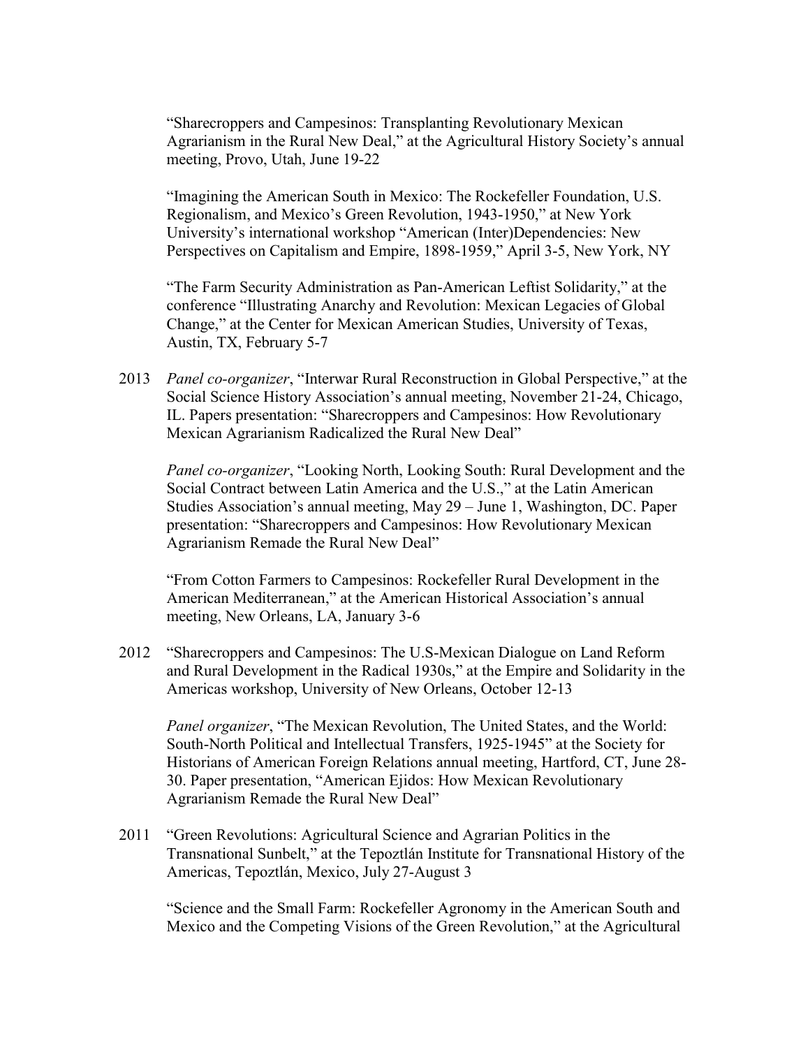"Sharecroppers and Campesinos: Transplanting Revolutionary Mexican Agrarianism in the Rural New Deal," at the Agricultural History Society's annual meeting, Provo, Utah, June 19-22

"Imagining the American South in Mexico: The Rockefeller Foundation, U.S. Regionalism, and Mexico's Green Revolution, 1943-1950," at New York University's international workshop "American (Inter)Dependencies: New Perspectives on Capitalism and Empire, 1898-1959," April 3-5, New York, NY

"The Farm Security Administration as Pan-American Leftist Solidarity," at the conference "Illustrating Anarchy and Revolution: Mexican Legacies of Global Change," at the Center for Mexican American Studies, University of Texas, Austin, TX, February 5-7

2013 *Panel co-organizer*, "Interwar Rural Reconstruction in Global Perspective," at the Social Science History Association's annual meeting, November 21-24, Chicago, IL. Papers presentation: "Sharecroppers and Campesinos: How Revolutionary Mexican Agrarianism Radicalized the Rural New Deal"

*Panel co-organizer*, "Looking North, Looking South: Rural Development and the Social Contract between Latin America and the U.S.," at the Latin American Studies Association's annual meeting, May 29 – June 1, Washington, DC. Paper presentation: "Sharecroppers and Campesinos: How Revolutionary Mexican Agrarianism Remade the Rural New Deal"

"From Cotton Farmers to Campesinos: Rockefeller Rural Development in the American Mediterranean," at the American Historical Association's annual meeting, New Orleans, LA, January 3-6

2012 "Sharecroppers and Campesinos: The U.S-Mexican Dialogue on Land Reform and Rural Development in the Radical 1930s," at the Empire and Solidarity in the Americas workshop, University of New Orleans, October 12-13

*Panel organizer*, "The Mexican Revolution, The United States, and the World: South-North Political and Intellectual Transfers, 1925-1945" at the Society for Historians of American Foreign Relations annual meeting, Hartford, CT, June 28-30. Paper presentation, "American Ejidos: How Mexican Revolutionary Agrarianism Remade the Rural New Deal"

2011 "Green Revolutions: Agricultural Science and Agrarian Politics in the Transnational Sunbelt," at the Tepoztlán Institute for Transnational History of the Americas, Tepoztlán, Mexico, July 27-August 3

"Science and the Small Farm: Rockefeller Agronomy in the American South and Mexico and the Competing Visions of the Green Revolution," at the Agricultural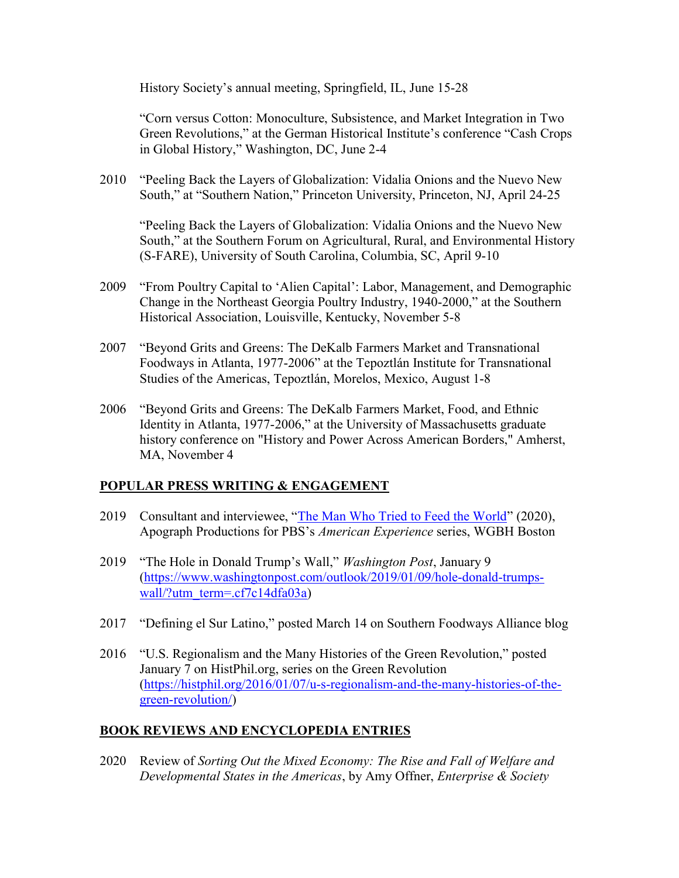History Society's annual meeting, Springfield, IL, June 15-28

"Corn versus Cotton: Monoculture, Subsistence, and Market Integration in Two Green Revolutions," at the German Historical Institute's conference "Cash Crops in Global History," Washington, DC, June 2-4

2010 "Peeling Back the Layers of Globalization: Vidalia Onions and the Nuevo New South," at "Southern Nation," Princeton University, Princeton, NJ, April 24-25

"Peeling Back the Layers of Globalization: Vidalia Onions and the Nuevo New South," at the Southern Forum on Agricultural, Rural, and Environmental History (S-FARE), University of South Carolina, Columbia, SC, April 9-10

2009 "From Poultry Capital to 'Alien Capital': Labor, Management, and Demographic Change in the Northeast Georgia Poultry Industry, 1940-2000," at the Southern Historical Association, Louisville, Kentucky, November 5-8

2007 "Beyond Grits and Greens: The DeKalb Farmers Market and Transnational Foodways in Atlanta, 1977-2006" at the Tepoztlán Institute for Transnational Studies of the Americas, Tepoztlán, Morelos, Mexico, August 1-8

2006 "Beyond Grits and Greens: The DeKalb Farmers Market, Food, and Ethnic Identity in Atlanta, 1977-2006," at the University of Massachusetts graduate history conference on "History and Power Across American Borders," Amherst, MA, November 4

## POPULAR PRESS WRITING & ENGAGEMENT

2019 Consultant and interviewee, "The Man Who Tried to Feed the World" (2020), Apograph Productions for PBS's *American Experience* series, WGBH Boston

2019 "The Hole in Donald Trump's Wall," *Washington Post*, January 9 (https://www.washingtonpost.com/outlook/2019/01/09/hole-donald-trumps-wall/?utm_term=.cf7c14dfa03a)

2017 "Defining el Sur Latino," posted March 14 on Southern Foodways Alliance blog

2016 "U.S. Regionalism and the Many Histories of the Green Revolution," posted January 7 on HistPhil.org, series on the Green Revolution (https://histphil.org/2016/01/07/u-s-regionalism-and-the-many-histories-of-the-green-revolution/)

## BOOK REVIEWS AND ENCYCLOPEDIA ENTRIES

2020 Review of *Sorting Out the Mixed Economy: The Rise and Fall of Welfare and Developmental States in the Americas*, by Amy Offner, *Enterprise & Society*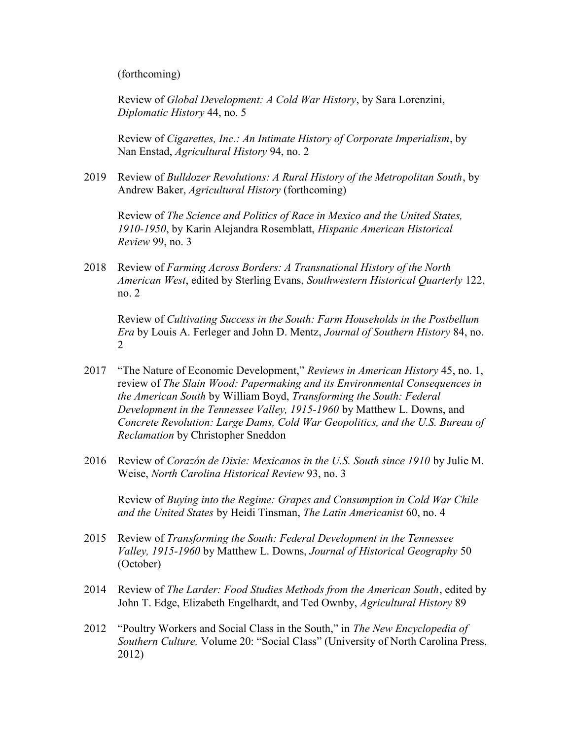(forthcoming)

Review of *Global Development: A Cold War History*, by Sara Lorenzini, *Diplomatic History* 44, no. 5

Review of *Cigarettes, Inc.: An Intimate History of Corporate Imperialism*, by Nan Enstad, *Agricultural History* 94, no. 2

2019 Review of *Bulldozer Revolutions: A Rural History of the Metropolitan South*, by Andrew Baker, *Agricultural History* (forthcoming)

Review of *The Science and Politics of Race in Mexico and the United States, 1910-1950*, by Karin Alejandra Rosemblatt, *Hispanic American Historical Review* 99, no. 3

2018 Review of *Farming Across Borders: A Transnational History of the North American West*, edited by Sterling Evans, *Southwestern Historical Quarterly* 122, no. 2

Review of *Cultivating Success in the South: Farm Households in the Postbellum Era* by Louis A. Ferleger and John D. Mentz, *Journal of Southern History* 84, no. 2

2017 "The Nature of Economic Development," *Reviews in American History* 45, no. 1, review of *The Slain Wood: Papermaking and its Environmental Consequences in the American South* by William Boyd, *Transforming the South: Federal Development in the Tennessee Valley, 1915-1960* by Matthew L. Downs, and *Concrete Revolution: Large Dams, Cold War Geopolitics, and the U.S. Bureau of Reclamation* by Christopher Sneddon

2016 Review of *Corazón de Dixie: Mexicanos in the U.S. South since 1910* by Julie M. Weise, *North Carolina Historical Review* 93, no. 3

Review of *Buying into the Regime: Grapes and Consumption in Cold War Chile and the United States* by Heidi Tinsman, *The Latin Americanist* 60, no. 4

2015 Review of *Transforming the South: Federal Development in the Tennessee Valley, 1915-1960* by Matthew L. Downs, *Journal of Historical Geography* 50 (October)

2014 Review of *The Larder: Food Studies Methods from the American South*, edited by John T. Edge, Elizabeth Engelhardt, and Ted Ownby, *Agricultural History* 89

2012 "Poultry Workers and Social Class in the South," in *The New Encyclopedia of Southern Culture,* Volume 20: "Social Class" (University of North Carolina Press, 2012)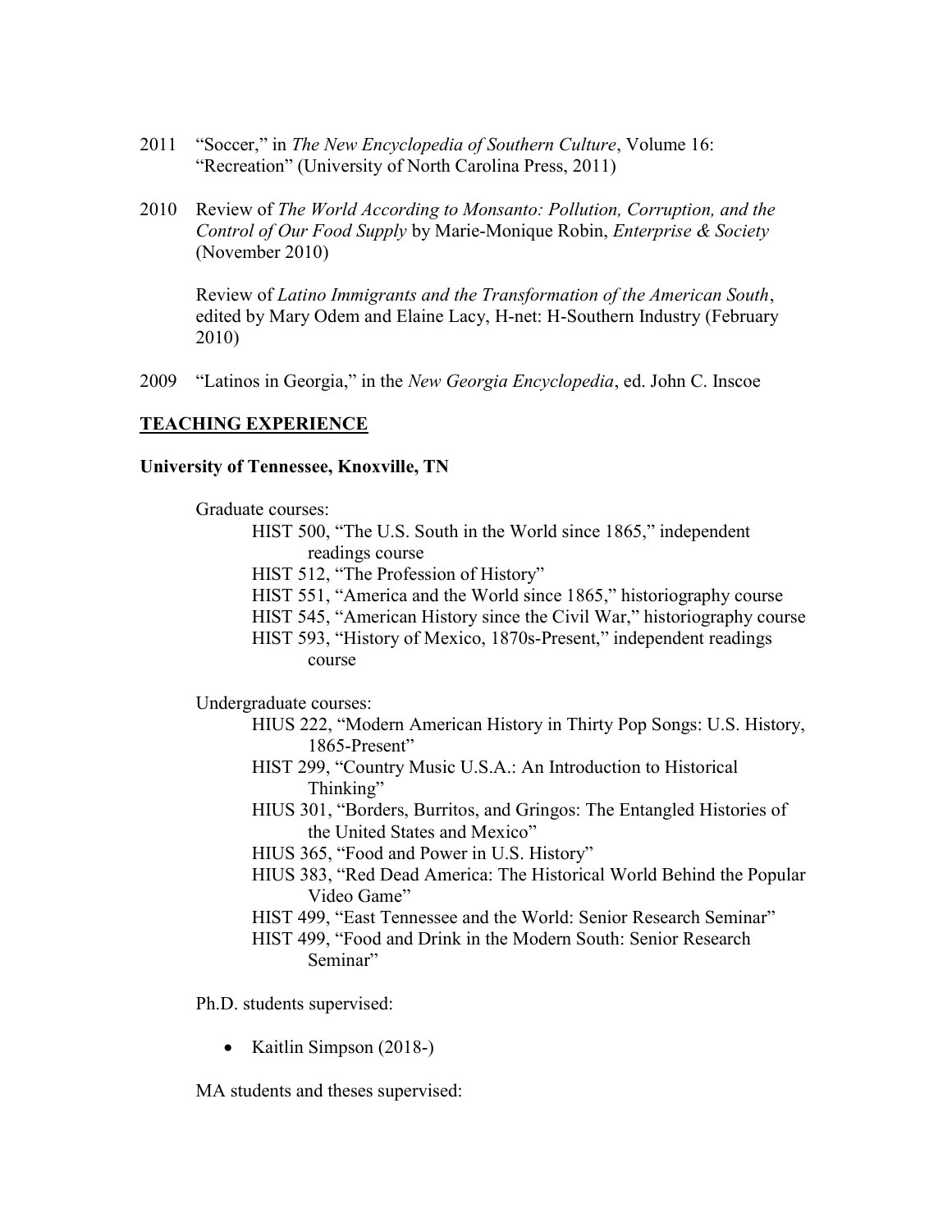2011 "Soccer," in *The New Encyclopedia of Southern Culture*, Volume 16: "Recreation" (University of North Carolina Press, 2011)

2010 Review of *The World According to Monsanto: Pollution, Corruption, and the Control of Our Food Supply* by Marie-Monique Robin, *Enterprise & Society* (November 2010)

Review of *Latino Immigrants and the Transformation of the American South*, edited by Mary Odem and Elaine Lacy, H-net: H-Southern Industry (February 2010)

2009 "Latinos in Georgia," in the *New Georgia Encyclopedia*, ed. John C. Inscoe

## TEACHING EXPERIENCE

**University of Tennessee, Knoxville, TN**

Graduate courses:

- HIST 500, "The U.S. South in the World since 1865," independent readings course
- HIST 512, "The Profession of History"
- HIST 551, "America and the World since 1865," historiography course
- HIST 545, "American History since the Civil War," historiography course
- HIST 593, "History of Mexico, 1870s-Present," independent readings course

Undergraduate courses:

- HIUS 222, "Modern American History in Thirty Pop Songs: U.S. History, 1865-Present"
- HIST 299, "Country Music U.S.A.: An Introduction to Historical Thinking"
- HIUS 301, "Borders, Burritos, and Gringos: The Entangled Histories of the United States and Mexico"
- HIUS 365, "Food and Power in U.S. History"
- HIUS 383, "Red Dead America: The Historical World Behind the Popular Video Game"
- HIST 499, "East Tennessee and the World: Senior Research Seminar"
- HIST 499, "Food and Drink in the Modern South: Senior Research Seminar"

Ph.D. students supervised:

- Kaitlin Simpson (2018-)

MA students and theses supervised: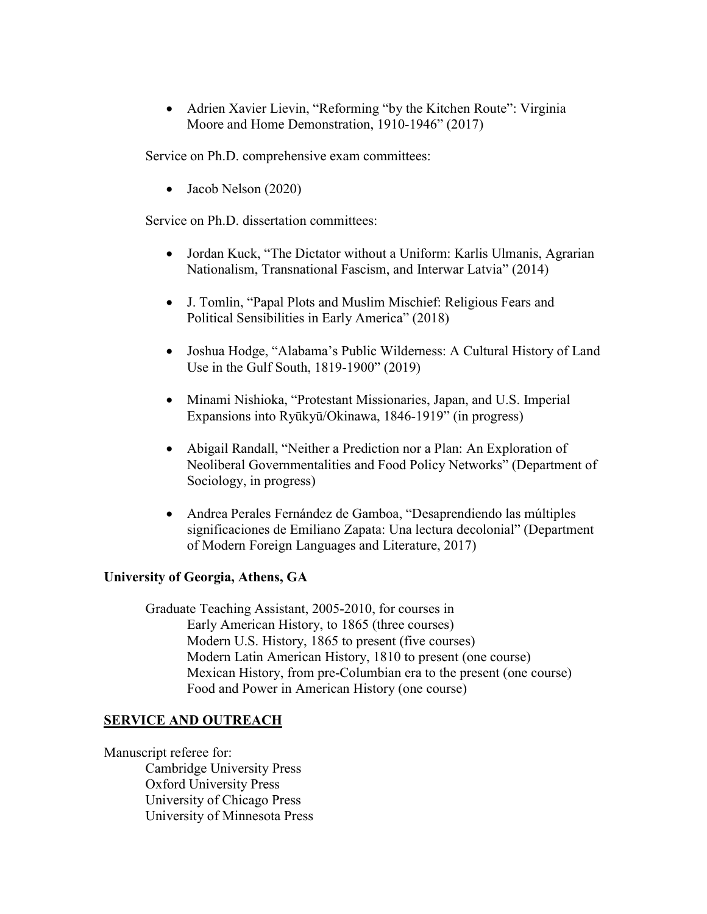- Adrien Xavier Lievin, "Reforming "by the Kitchen Route": Virginia Moore and Home Demonstration, 1910-1946" (2017)

Service on Ph.D. comprehensive exam committees:

- Jacob Nelson (2020)

Service on Ph.D. dissertation committees:

- Jordan Kuck, "The Dictator without a Uniform: Karlis Ulmanis, Agrarian Nationalism, Transnational Fascism, and Interwar Latvia" (2014)
- J. Tomlin, "Papal Plots and Muslim Mischief: Religious Fears and Political Sensibilities in Early America" (2018)
- Joshua Hodge, "Alabama's Public Wilderness: A Cultural History of Land Use in the Gulf South, 1819-1900" (2019)
- Minami Nishioka, "Protestant Missionaries, Japan, and U.S. Imperial Expansions into Ryūkyū/Okinawa, 1846-1919" (in progress)
- Abigail Randall, "Neither a Prediction nor a Plan: An Exploration of Neoliberal Governmentalities and Food Policy Networks" (Department of Sociology, in progress)
- Andrea Perales Fernández de Gamboa, "Desaprendiendo las múltiples significaciones de Emiliano Zapata: Una lectura decolonial" (Department of Modern Foreign Languages and Literature, 2017)

**University of Georgia, Athens, GA**

Graduate Teaching Assistant, 2005-2010, for courses in
Early American History, to 1865 (three courses)
Modern U.S. History, 1865 to present (five courses)
Modern Latin American History, 1810 to present (one course)
Mexican History, from pre-Columbian era to the present (one course)
Food and Power in American History (one course)

## SERVICE AND OUTREACH

Manuscript referee for:
Cambridge University Press
Oxford University Press
University of Chicago Press
University of Minnesota Press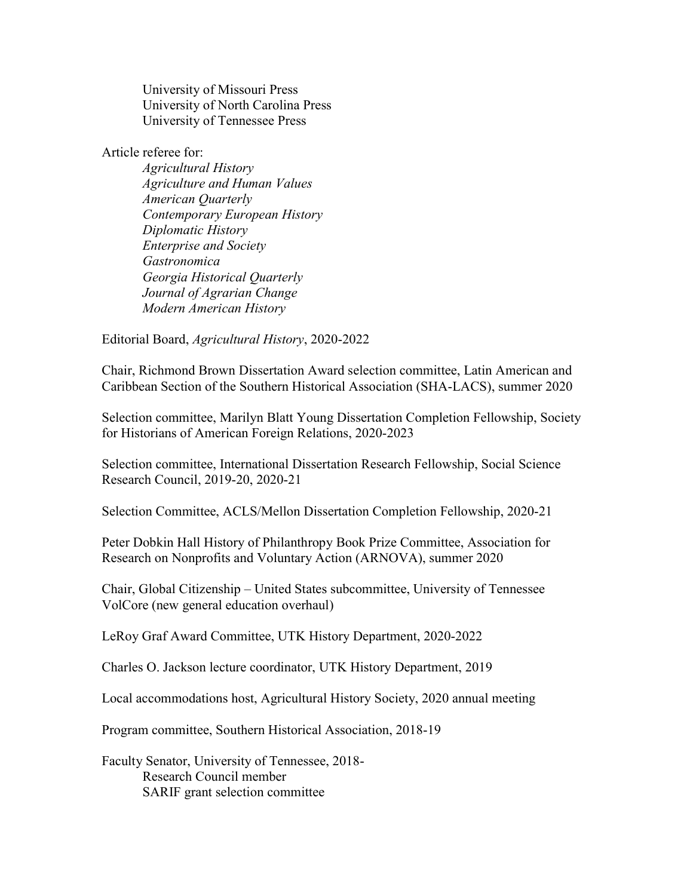University of Missouri Press
University of North Carolina Press
University of Tennessee Press

Article referee for:

*Agricultural History*
*Agriculture and Human Values*
*American Quarterly*
*Contemporary European History*
*Diplomatic History*
*Enterprise and Society*
*Gastronomica*
*Georgia Historical Quarterly*
*Journal of Agrarian Change*
*Modern American History*

Editorial Board, *Agricultural History*, 2020-2022

Chair, Richmond Brown Dissertation Award selection committee, Latin American and Caribbean Section of the Southern Historical Association (SHA-LACS), summer 2020

Selection committee, Marilyn Blatt Young Dissertation Completion Fellowship, Society for Historians of American Foreign Relations, 2020-2023

Selection committee, International Dissertation Research Fellowship, Social Science Research Council, 2019-20, 2020-21

Selection Committee, ACLS/Mellon Dissertation Completion Fellowship, 2020-21

Peter Dobkin Hall History of Philanthropy Book Prize Committee, Association for Research on Nonprofits and Voluntary Action (ARNOVA), summer 2020

Chair, Global Citizenship – United States subcommittee, University of Tennessee VolCore (new general education overhaul)

LeRoy Graf Award Committee, UTK History Department, 2020-2022

Charles O. Jackson lecture coordinator, UTK History Department, 2019

Local accommodations host, Agricultural History Society, 2020 annual meeting

Program committee, Southern Historical Association, 2018-19

Faculty Senator, University of Tennessee, 2018-
Research Council member
SARIF grant selection committee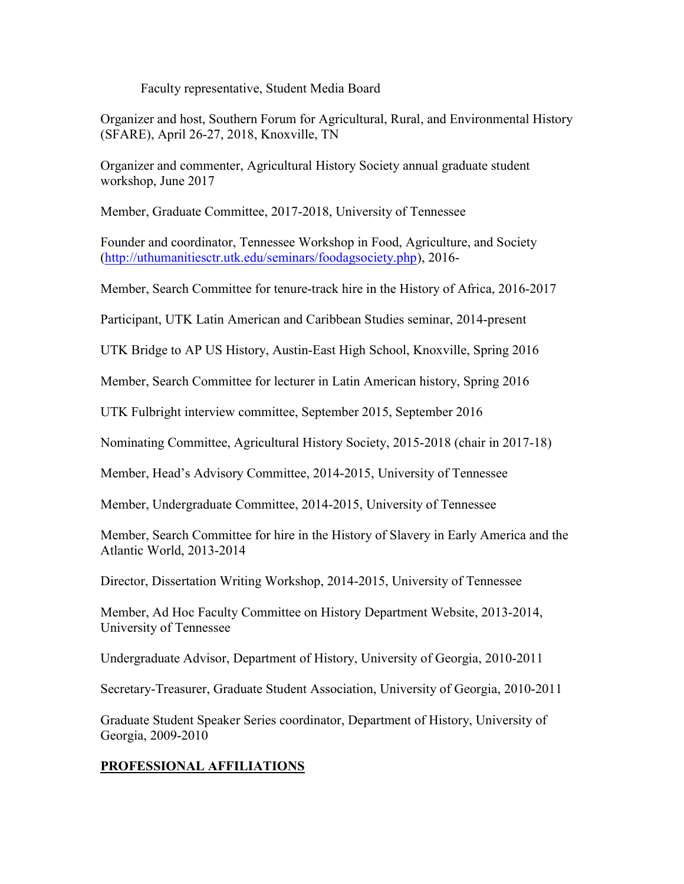Faculty representative, Student Media Board

Organizer and host, Southern Forum for Agricultural, Rural, and Environmental History (SFARE), April 26-27, 2018, Knoxville, TN

Organizer and commenter, Agricultural History Society annual graduate student workshop, June 2017

Member, Graduate Committee, 2017-2018, University of Tennessee

Founder and coordinator, Tennessee Workshop in Food, Agriculture, and Society ([http://uthumanitiesctr.utk.edu/seminars/foodagsociety.php](http://uthumanitiesctr.utk.edu/seminars/foodagsociety.php)), 2016-

Member, Search Committee for tenure-track hire in the History of Africa, 2016-2017

Participant, UTK Latin American and Caribbean Studies seminar, 2014-present

UTK Bridge to AP US History, Austin-East High School, Knoxville, Spring 2016

Member, Search Committee for lecturer in Latin American history, Spring 2016

UTK Fulbright interview committee, September 2015, September 2016

Nominating Committee, Agricultural History Society, 2015-2018 (chair in 2017-18)

Member, Head's Advisory Committee, 2014-2015, University of Tennessee

Member, Undergraduate Committee, 2014-2015, University of Tennessee

Member, Search Committee for hire in the History of Slavery in Early America and the Atlantic World, 2013-2014

Director, Dissertation Writing Workshop, 2014-2015, University of Tennessee

Member, Ad Hoc Faculty Committee on History Department Website, 2013-2014, University of Tennessee

Undergraduate Advisor, Department of History, University of Georgia, 2010-2011

Secretary-Treasurer, Graduate Student Association, University of Georgia, 2010-2011

Graduate Student Speaker Series coordinator, Department of History, University of Georgia, 2009-2010

## PROFESSIONAL AFFILIATIONS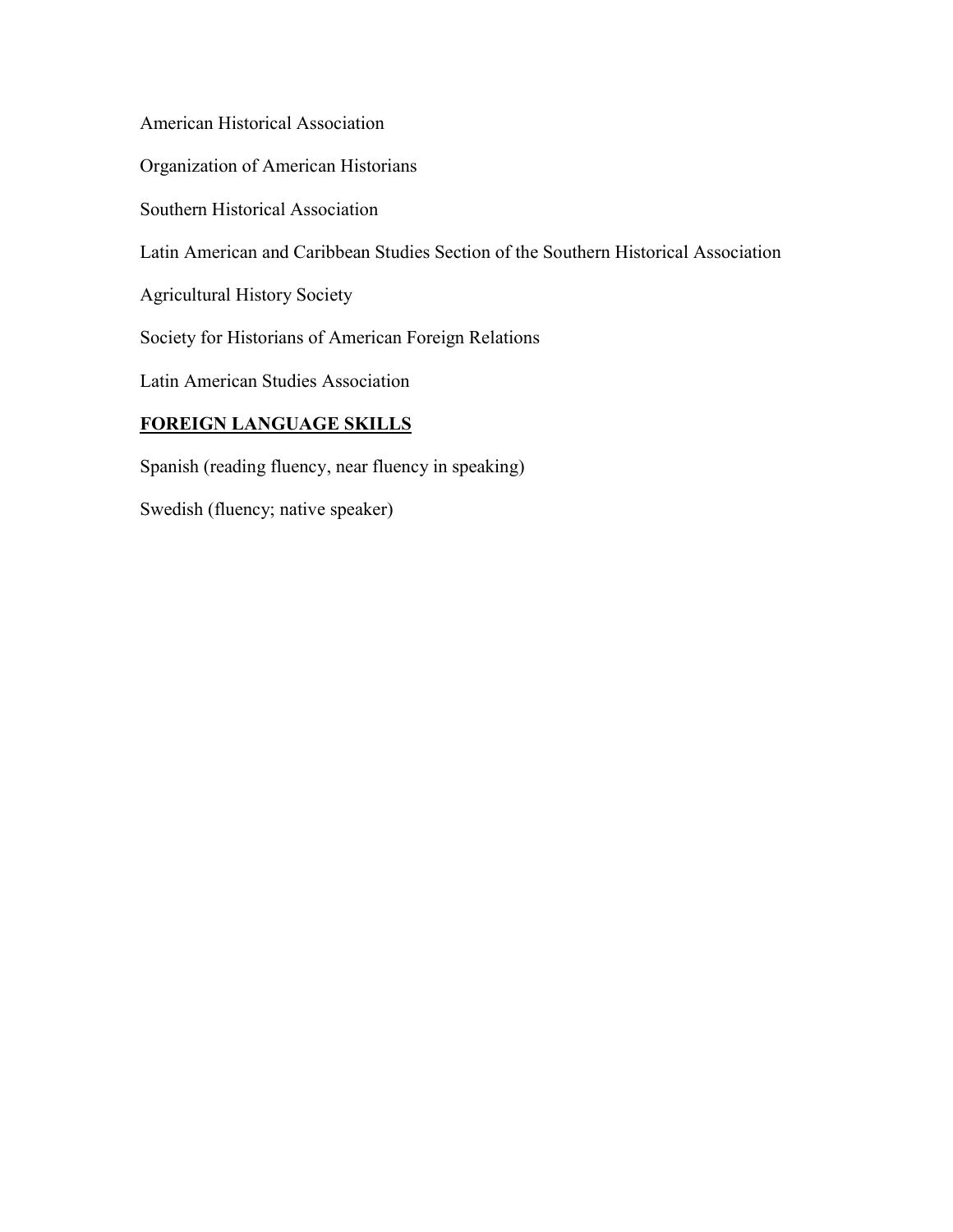American Historical Association

Organization of American Historians

Southern Historical Association

Latin American and Caribbean Studies Section of the Southern Historical Association

Agricultural History Society

Society for Historians of American Foreign Relations

Latin American Studies Association

## **FOREIGN LANGUAGE SKILLS**

Spanish (reading fluency, near fluency in speaking)

Swedish (fluency; native speaker)